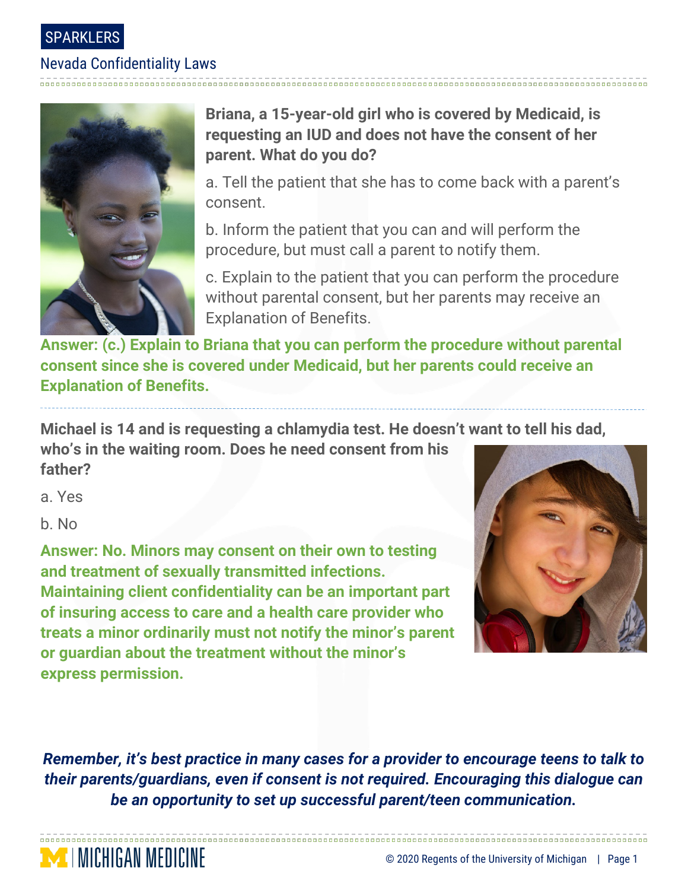SPARKLERS

## Nevada Confidentiality Laws

**Briana, a 15-year-old girl who is covered by Medicaid, is requesting an IUD and does not have the consent of her parent. What do you do?**

a. Tell the patient that she has to come back with a parent's consent.

b. Inform the patient that you can and will perform the procedure, but must call a parent to notify them.

c. Explain to the patient that you can perform the procedure without parental consent, but her parents may receive an Explanation of Benefits.

**Answer: (c.) Explain to Briana that you can perform the procedure without parental consent since she is covered under Medicaid, but her parents could receive an Explanation of Benefits.**

---

**Michael is 14 and is requesting a chlamydia test. He doesn't want to tell his dad, who's in the waiting room. Does he need consent from his father?**

a. Yes

b. No

**Answer: No. Minors may consent on their own to testing and treatment of sexually transmitted infections. Maintaining client confidentiality can be an important part of insuring access to care and a health care provider who treats a minor ordinarily must not notify the minor's parent or guardian about the treatment without the minor's express permission.**

***Remember, it's best practice in many cases for a provider to encourage teens to talk to their parents/guardians, even if consent is not required. Encouraging this dialogue can be an opportunity to set up successful parent/teen communication.***

MICHIGAN MEDICINE

© 2020 Regents of the University of Michigan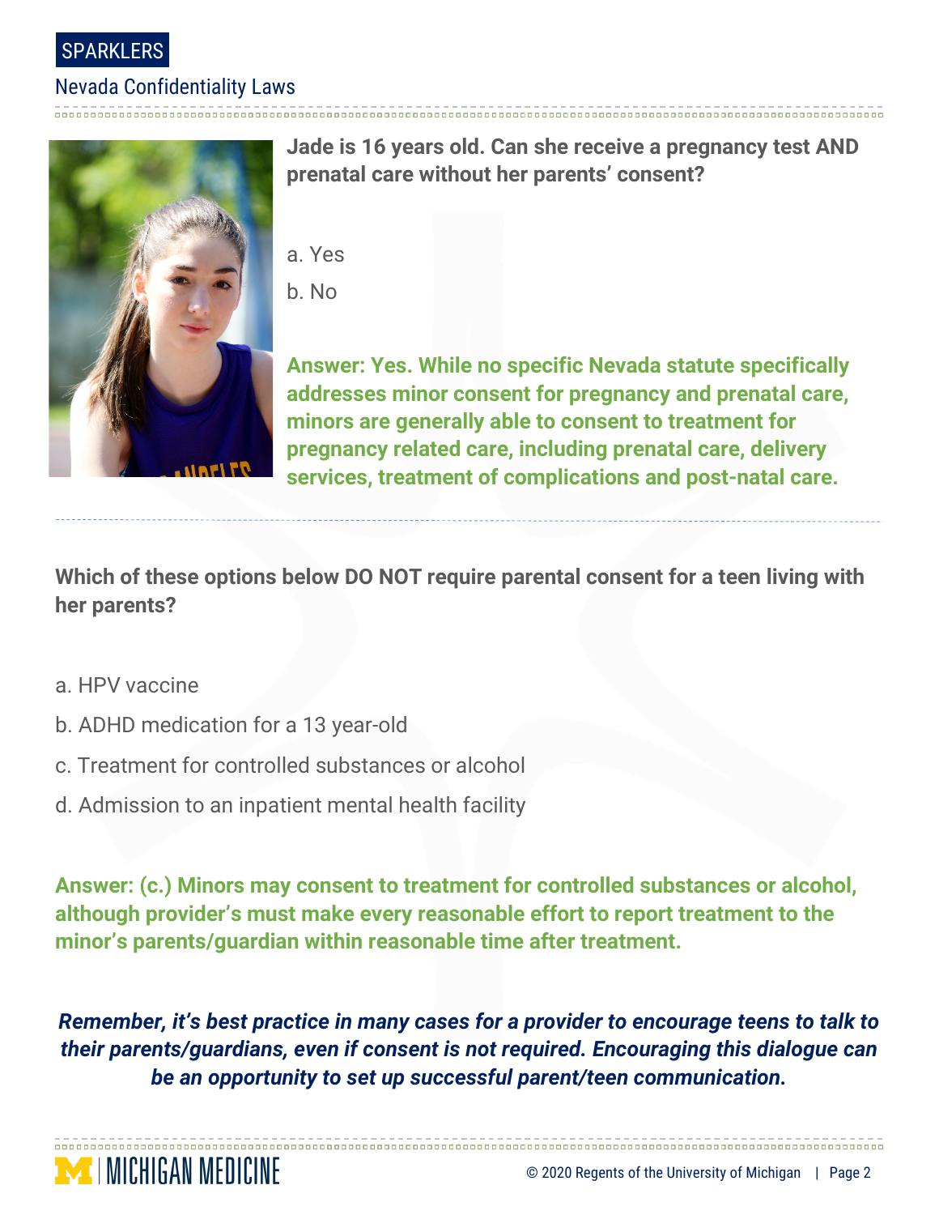**Jade is 16 years old. Can she receive a pregnancy test AND prenatal care without her parents' consent?**

a. Yes

b. No

**Answer: Yes. While no specific Nevada statute specifically addresses minor consent for pregnancy and prenatal care, minors are generally able to consent to treatment for pregnancy related care, including prenatal care, delivery services, treatment of complications and post-natal care.**

---

**Which of these options below DO NOT require parental consent for a teen living with her parents?**

a. HPV vaccine

b. ADHD medication for a 13 year-old

c. Treatment for controlled substances or alcohol

d. Admission to an inpatient mental health facility

**Answer: (c.) Minors may consent to treatment for controlled substances or alcohol, although provider's must make every reasonable effort to report treatment to the minor's parents/guardian within reasonable time after treatment.**

***Remember, it's best practice in many cases for a provider to encourage teens to talk to their parents/guardians, even if consent is not required. Encouraging this dialogue can be an opportunity to set up successful parent/teen communication.***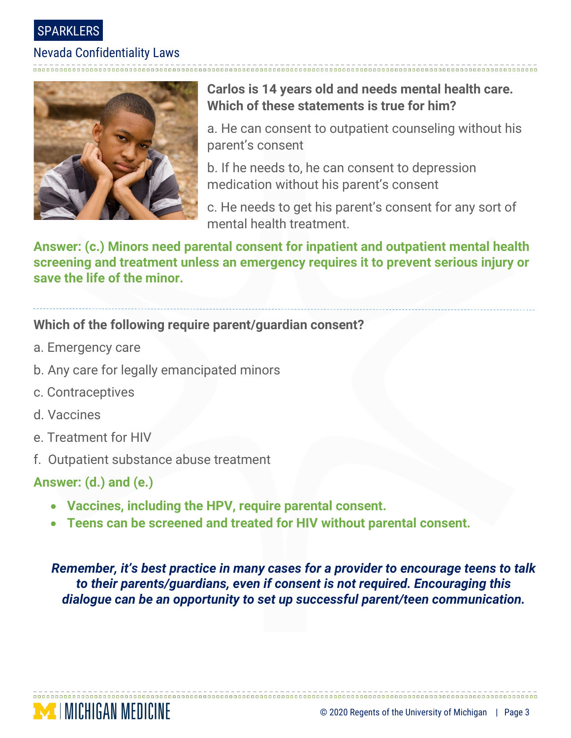SPARKLERS

Nevada Confidentiality Laws

**Carlos is 14 years old and needs mental health care. Which of these statements is true for him?**

a. He can consent to outpatient counseling without his parent's consent

b. If he needs to, he can consent to depression medication without his parent's consent

c. He needs to get his parent's consent for any sort of mental health treatment.

**Answer: (c.) Minors need parental consent for inpatient and outpatient mental health screening and treatment unless an emergency requires it to prevent serious injury or save the life of the minor.**

---

**Which of the following require parent/guardian consent?**

a. Emergency care

b. Any care for legally emancipated minors

c. Contraceptives

d. Vaccines

e. Treatment for HIV

f. Outpatient substance abuse treatment

**Answer: (d.) and (e.)**

- **Vaccines, including the HPV, require parental consent.**
- **Teens can be screened and treated for HIV without parental consent.**

***Remember, it's best practice in many cases for a provider to encourage teens to talk to their parents/guardians, even if consent is not required. Encouraging this dialogue can be an opportunity to set up successful parent/teen communication.***